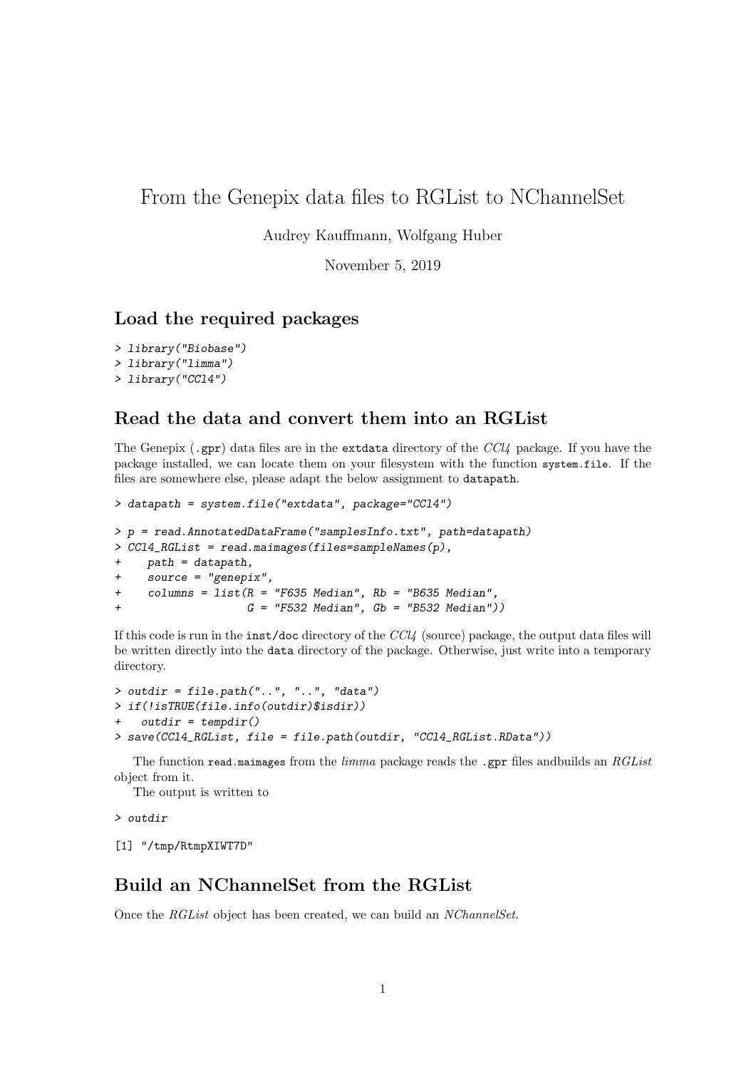# From the Genepix data files to RGList to NChannelSet

Audrey Kauffmann, Wolfgang Huber

November 5, 2019

## Load the required packages

```
> library("Biobase")
> library("limma")
> library("CCl4")
```

## Read the data and convert them into an RGList

The Genepix (.gpr) data files are in the `extdata` directory of the *CCl4* package. If you have the package installed, we can locate them on your filesystem with the function `system.file`. If the files are somewhere else, please adapt the below assignment to `datapath`.

```
> datapath = system.file("extdata", package="CCl4")
```

```
> p = read.AnnotatedDataFrame("samplesInfo.txt", path=datapath)
> CCl4_RGList = read.maimages(files=sampleNames(p),
+    path = datapath,
+    source = "genepix",
+    columns = list(R = "F635 Median", Rb = "B635 Median",
+                   G = "F532 Median", Gb = "B532 Median"))
```

If this code is run in the `inst/doc` directory of the *CCl4* (source) package, the output data files will be written directly into the `data` directory of the package. Otherwise, just write into a temporary directory.

```
> outdir = file.path("..", "..", "data")
> if(!isTRUE(file.info(outdir)$isdir))
+   outdir = tempdir()
> save(CCl4_RGList, file = file.path(outdir, "CCl4_RGList.RData"))
```

The function `read.maimages` from the *limma* package reads the `.gpr` files andbuilds an *RGList* object from it.

The output is written to

```
> outdir
```

```
[1] "/tmp/RtmpXIWT7D"
```

## Build an NChannelSet from the RGList

Once the *RGList* object has been created, we can build an *NChannelSet*.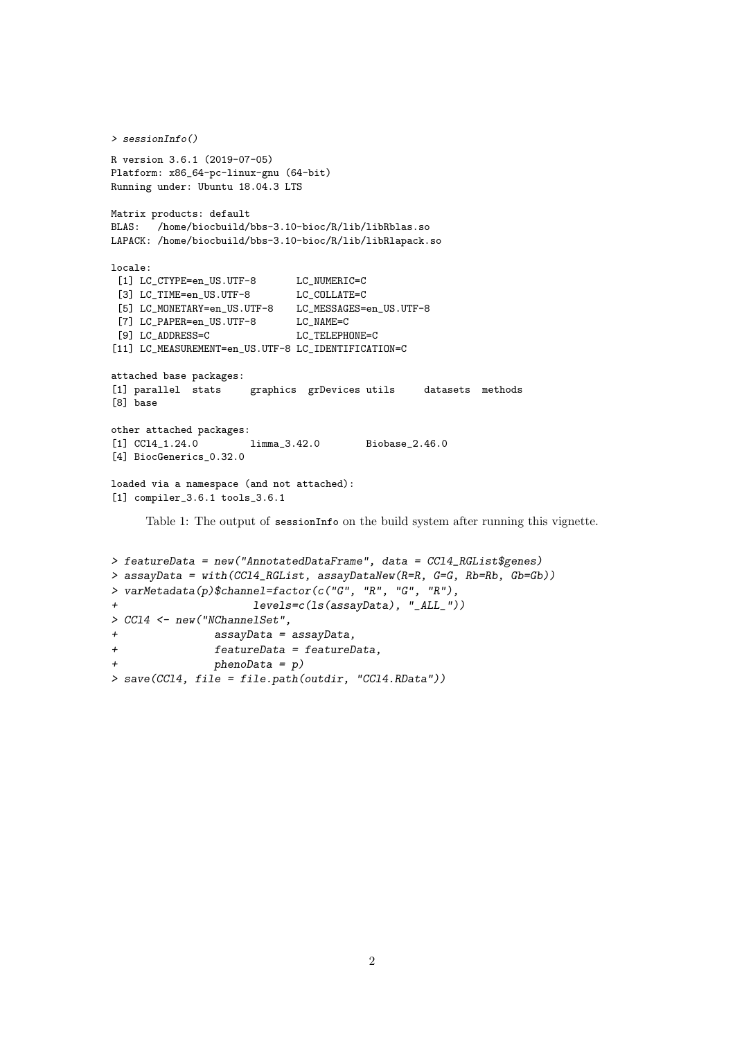```
> sessionInfo()

R version 3.6.1 (2019-07-05)
Platform: x86_64-pc-linux-gnu (64-bit)
Running under: Ubuntu 18.04.3 LTS

Matrix products: default
BLAS:   /home/biocbuild/bbs-3.10-bioc/R/lib/libRblas.so
LAPACK: /home/biocbuild/bbs-3.10-bioc/R/lib/libRlapack.so

locale:
 [1] LC_CTYPE=en_US.UTF-8       LC_NUMERIC=C
 [3] LC_TIME=en_US.UTF-8        LC_COLLATE=C
 [5] LC_MONETARY=en_US.UTF-8    LC_MESSAGES=en_US.UTF-8
 [7] LC_PAPER=en_US.UTF-8       LC_NAME=C
 [9] LC_ADDRESS=C               LC_TELEPHONE=C
[11] LC_MEASUREMENT=en_US.UTF-8 LC_IDENTIFICATION=C

attached base packages:
[1] parallel  stats     graphics  grDevices utils     datasets  methods
[8] base

other attached packages:
[1] CCl4_1.24.0         limma_3.42.0        Biobase_2.46.0
[4] BiocGenerics_0.32.0

loaded via a namespace (and not attached):
[1] compiler_3.6.1 tools_3.6.1
```

Table 1: The output of sessionInfo on the build system after running this vignette.

```
> featureData = new("AnnotatedDataFrame", data = CCl4_RGList$genes)
> assayData = with(CCl4_RGList, assayDataNew(R=R, G=G, Rb=Rb, Gb=Gb))
> varMetadata(p)$channel=factor(c("G", "R", "G", "R"),
+                  levels=c(ls(assayData), "_ALL_"))
> CCl4 <- new("NChannelSet",
+              assayData = assayData,
+              featureData = featureData,
+              phenoData = p)
> save(CCl4, file = file.path(outdir, "CCl4.RData"))
```